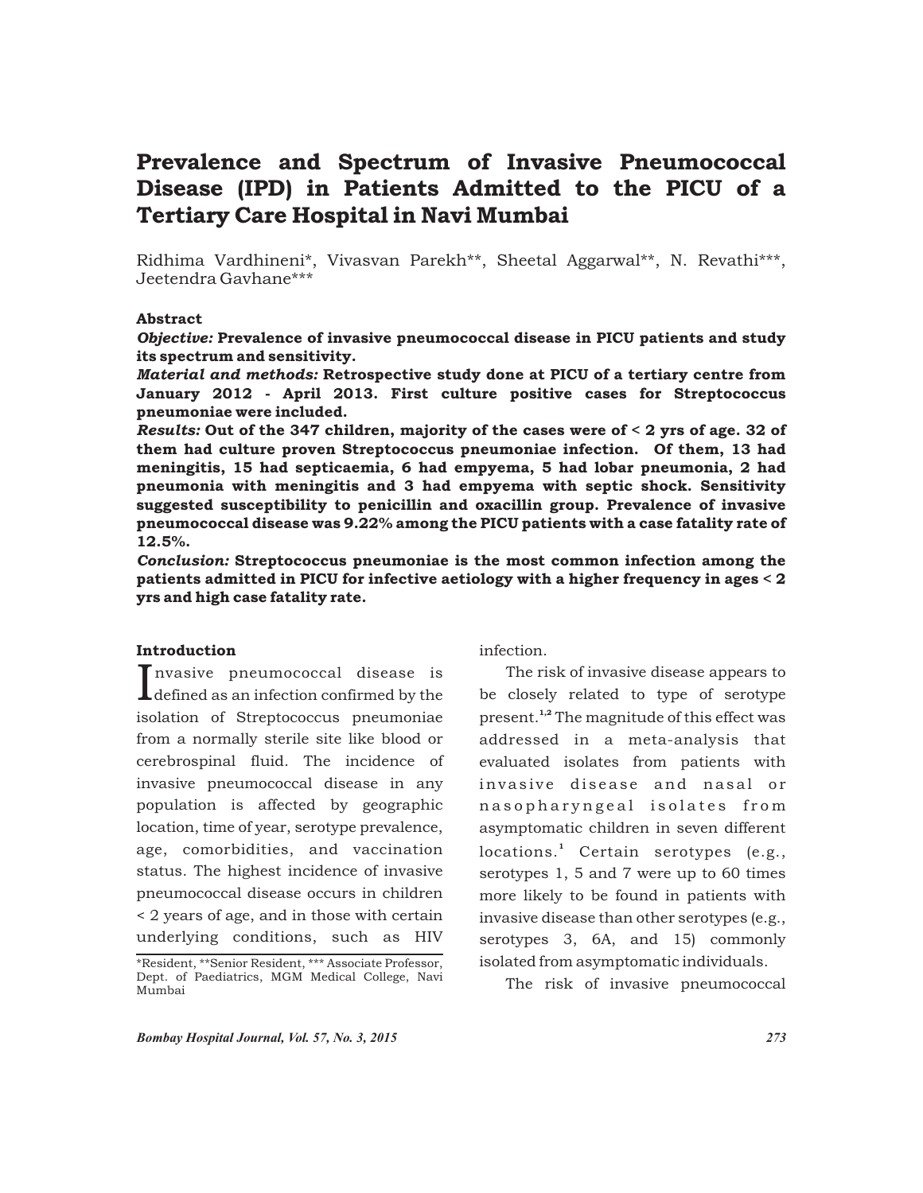# Prevalence and Spectrum of Invasive Pneumococcal Disease (IPD) in Patients Admitted to the PICU of a Tertiary Care Hospital in Navi Mumbai

Ridhima Vardhineni*, Vivasvan Parekh**, Sheetal Aggarwal**, N. Revathi***, Jeetendra Gavhane***

### Abstract

***Objective:*** **Prevalence of invasive pneumococcal disease in PICU patients and study its spectrum and sensitivity.**

***Material and methods:*** **Retrospective study done at PICU of a tertiary centre from January 2012 - April 2013. First culture positive cases for Streptococcus pneumoniae were included.**

***Results:*** **Out of the 347 children, majority of the cases were of < 2 yrs of age. 32 of them had culture proven Streptococcus pneumoniae infection. Of them, 13 had meningitis, 15 had septicaemia, 6 had empyema, 5 had lobar pneumonia, 2 had pneumonia with meningitis and 3 had empyema with septic shock. Sensitivity suggested susceptibility to penicillin and oxacillin group. Prevalence of invasive pneumococcal disease was 9.22% among the PICU patients with a case fatality rate of 12.5%.**

***Conclusion:*** **Streptococcus pneumoniae is the most common infection among the patients admitted in PICU for infective aetiology with a higher frequency in ages < 2 yrs and high case fatality rate.**

### Introduction

Invasive pneumococcal disease is defined as an infection confirmed by the isolation of Streptococcus pneumoniae from a normally sterile site like blood or cerebrospinal fluid. The incidence of invasive pneumococcal disease in any population is affected by geographic location, time of year, serotype prevalence, age, comorbidities, and vaccination status. The highest incidence of invasive pneumococcal disease occurs in children < 2 years of age, and in those with certain underlying conditions, such as HIV infection.

The risk of invasive disease appears to be closely related to type of serotype present.[1,2] The magnitude of this effect was addressed in a meta-analysis that evaluated isolates from patients with invasive disease and nasal or nasopharyngeal isolates from asymptomatic children in seven different locations.[1] Certain serotypes (e.g., serotypes 1, 5 and 7 were up to 60 times more likely to be found in patients with invasive disease than other serotypes (e.g., serotypes 3, 6A, and 15) commonly isolated from asymptomatic individuals.

The risk of invasive pneumococcal

*Resident, **Senior Resident, *** Associate Professor, Dept. of Paediatrics, MGM Medical College, Navi Mumbai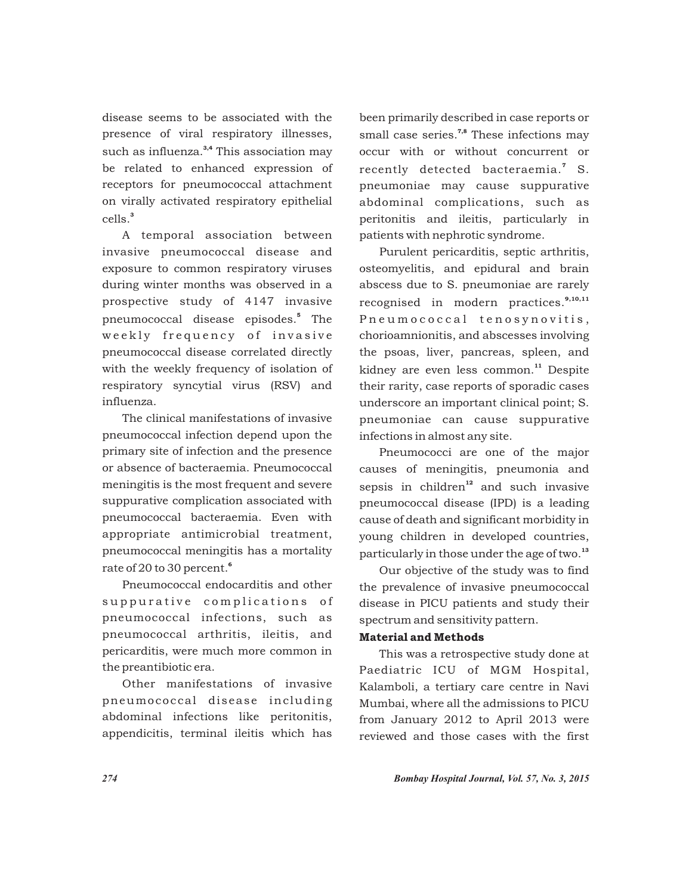disease seems to be associated with the presence of viral respiratory illnesses, such as influenza.[3,4] This association may be related to enhanced expression of receptors for pneumococcal attachment on virally activated respiratory epithelial cells.[3]

A temporal association between invasive pneumococcal disease and exposure to common respiratory viruses during winter months was observed in a prospective study of 4147 invasive pneumococcal disease episodes.[5] The weekly frequency of invasive pneumococcal disease correlated directly with the weekly frequency of isolation of respiratory syncytial virus (RSV) and influenza.

The clinical manifestations of invasive pneumococcal infection depend upon the primary site of infection and the presence or absence of bacteraemia. Pneumococcal meningitis is the most frequent and severe suppurative complication associated with pneumococcal bacteraemia. Even with appropriate antimicrobial treatment, pneumococcal meningitis has a mortality rate of 20 to 30 percent.[6]

Pneumococcal endocarditis and other suppurative complications of pneumococcal infections, such as pneumococcal arthritis, ileitis, and pericarditis, were much more common in the preantibiotic era.

Other manifestations of invasive pneumococcal disease including abdominal infections like peritonitis, appendicitis, terminal ileitis which has been primarily described in case reports or small case series.[7,8] These infections may occur with or without concurrent or recently detected bacteraemia.[7] S. pneumoniae may cause suppurative abdominal complications, such as peritonitis and ileitis, particularly in patients with nephrotic syndrome.

Purulent pericarditis, septic arthritis, osteomyelitis, and epidural and brain abscess due to S. pneumoniae are rarely recognised in modern practices.[9,10,11] Pneumococcal tenosynovitis, chorioamnionitis, and abscesses involving the psoas, liver, pancreas, spleen, and kidney are even less common.[11] Despite their rarity, case reports of sporadic cases underscore an important clinical point; S. pneumoniae can cause suppurative infections in almost any site.

Pneumococci are one of the major causes of meningitis, pneumonia and sepsis in children[12] and such invasive pneumococcal disease (IPD) is a leading cause of death and significant morbidity in young children in developed countries, particularly in those under the age of two.[13]

Our objective of the study was to find the prevalence of invasive pneumococcal disease in PICU patients and study their spectrum and sensitivity pattern.

## Material and Methods

This was a retrospective study done at Paediatric ICU of MGM Hospital, Kalamboli, a tertiary care centre in Navi Mumbai, where all the admissions to PICU from January 2012 to April 2013 were reviewed and those cases with the first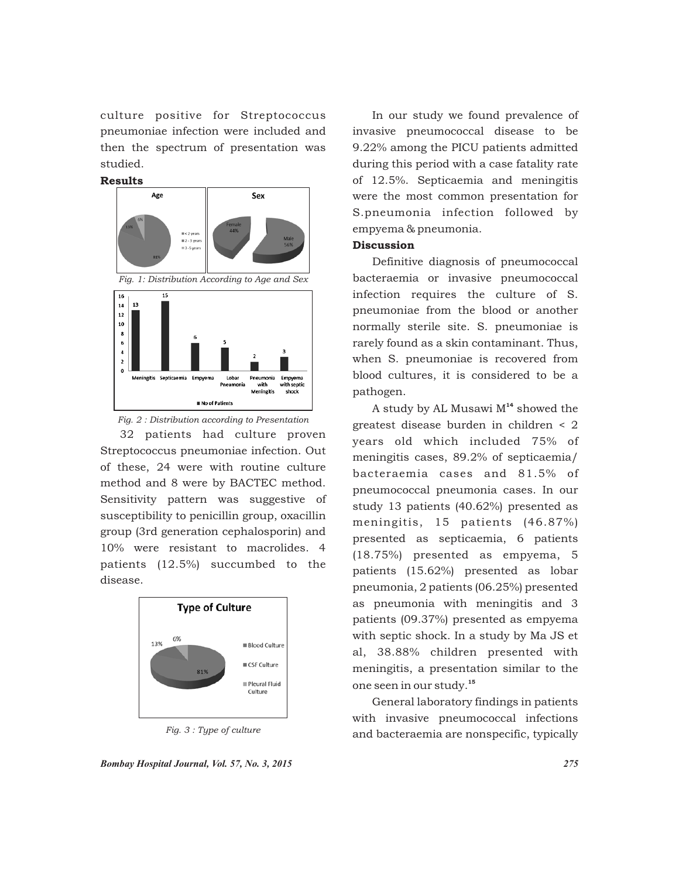culture positive for Streptococcus pneumoniae infection were included and then the spectrum of presentation was studied.

**Results**

Age

6%
13%
81%

< 2 years
2 - 3 years
3 -5 years

Sex

Female 44%
Male 56%

*Fig. 1: Distribution According to Age and Sex*

16
14
12
10
8
6
4
2
0

13 15 6 5 2 3

Meningitis
Septicaemia
Empyema
Lobar Pneumonia
Pneumonia with Meningitis
Empyema with septic shock

No of Patients

*Fig. 2 : Distribution according to Presentation*

32 patients had culture proven Streptococcus pneumoniae infection. Out of these, 24 were with routine culture method and 8 were by BACTEC method. Sensitivity pattern was suggestive of susceptibility to penicillin group, oxacillin group (3rd generation cephalosporin) and 10% were resistant to macrolides. 4 patients (12.5%) succumbed to the disease.

Type of Culture

13%
6%
81%

Blood Culture
CSF Culture
Pleural Fluid Culture

*Fig. 3 : Type of culture*

In our study we found prevalence of invasive pneumococcal disease to be 9.22% among the PICU patients admitted during this period with a case fatality rate of 12.5%. Septicaemia and meningitis were the most common presentation for S.pneumonia infection followed by empyema & pneumonia.

**Discussion**

Definitive diagnosis of pneumococcal bacteraemia or invasive pneumococcal infection requires the culture of S. pneumoniae from the blood or another normally sterile site. S. pneumoniae is rarely found as a skin contaminant. Thus, when S. pneumoniae is recovered from blood cultures, it is considered to be a pathogen.

A study by AL Musawi M[14] showed the greatest disease burden in children < 2 years old which included 75% of meningitis cases, 89.2% of septicaemia/ bacteraemia cases and 81.5% of pneumococcal pneumonia cases. In our study 13 patients (40.62%) presented as meningitis, 15 patients (46.87%) presented as septicaemia, 6 patients (18.75%) presented as empyema, 5 patients (15.62%) presented as lobar pneumonia, 2 patients (06.25%) presented as pneumonia with meningitis and 3 patients (09.37%) presented as empyema with septic shock. In a study by Ma JS et al, 38.88% children presented with meningitis, a presentation similar to the one seen in our study.[15]

General laboratory findings in patients with invasive pneumococcal infections and bacteraemia are nonspecific, typically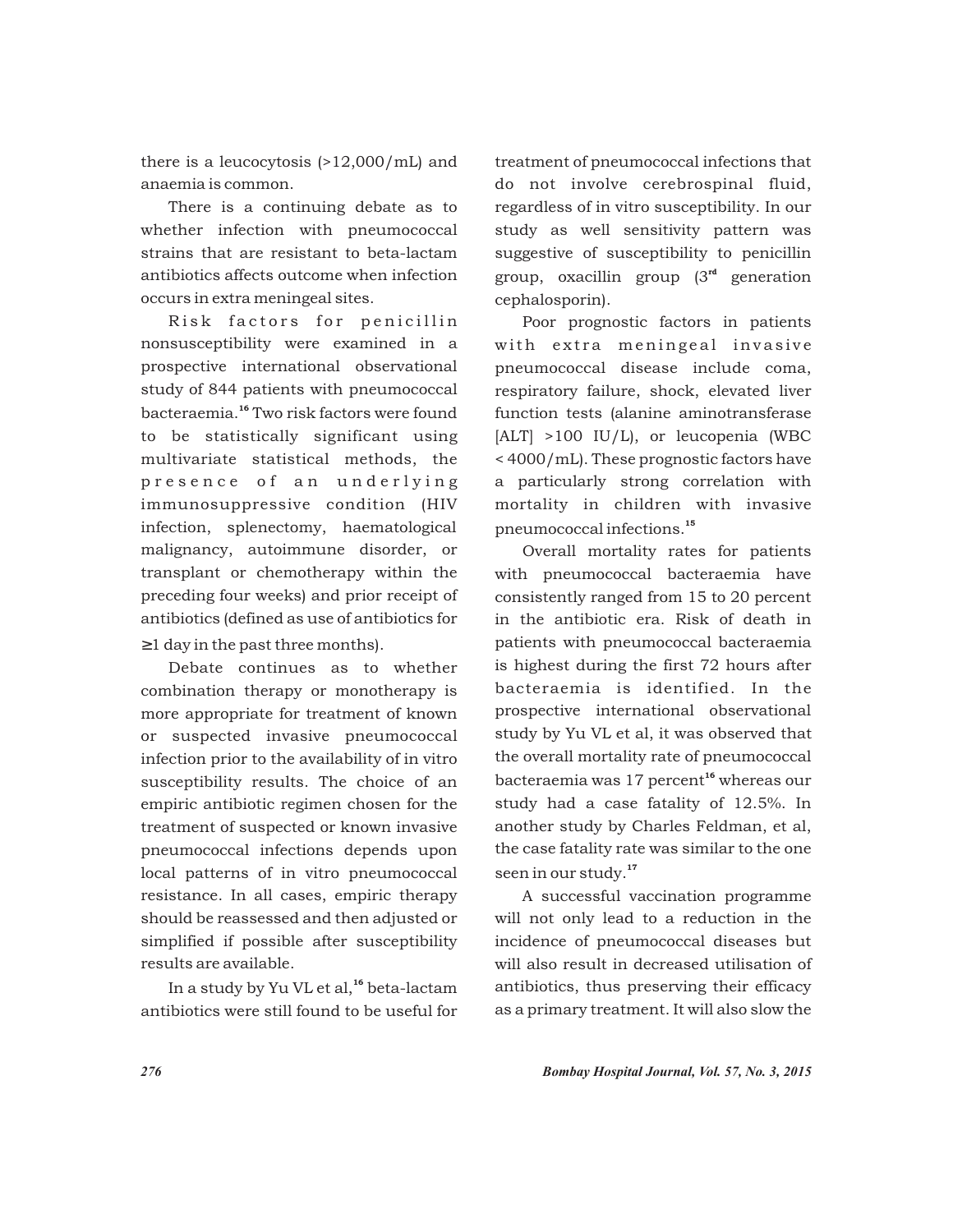there is a leucocytosis (>12,000/mL) and anaemia is common.

There is a continuing debate as to whether infection with pneumococcal strains that are resistant to beta-lactam antibiotics affects outcome when infection occurs in extra meningeal sites.

Risk factors for penicillin nonsusceptibility were examined in a prospective international observational study of 844 patients with pneumococcal bacteraemia.[16] Two risk factors were found to be statistically significant using multivariate statistical methods, the presence of an underlying immunosuppressive condition (HIV infection, splenectomy, haematological malignancy, autoimmune disorder, or transplant or chemotherapy within the preceding four weeks) and prior receipt of antibiotics (defined as use of antibiotics for ≥1 day in the past three months).

Debate continues as to whether combination therapy or monotherapy is more appropriate for treatment of known or suspected invasive pneumococcal infection prior to the availability of in vitro susceptibility results. The choice of an empiric antibiotic regimen chosen for the treatment of suspected or known invasive pneumococcal infections depends upon local patterns of in vitro pneumococcal resistance. In all cases, empiric therapy should be reassessed and then adjusted or simplified if possible after susceptibility results are available.

In a study by Yu VL et al,[16] beta-lactam antibiotics were still found to be useful for treatment of pneumococcal infections that do not involve cerebrospinal fluid, regardless of in vitro susceptibility. In our study as well sensitivity pattern was suggestive of susceptibility to penicillin group, oxacillin group (3rd generation cephalosporin).

Poor prognostic factors in patients with extra meningeal invasive pneumococcal disease include coma, respiratory failure, shock, elevated liver function tests (alanine aminotransferase [ALT] >100 IU/L), or leucopenia (WBC < 4000/mL). These prognostic factors have a particularly strong correlation with mortality in children with invasive pneumococcal infections.[15]

Overall mortality rates for patients with pneumococcal bacteraemia have consistently ranged from 15 to 20 percent in the antibiotic era. Risk of death in patients with pneumococcal bacteraemia is highest during the first 72 hours after bacteraemia is identified. In the prospective international observational study by Yu VL et al, it was observed that the overall mortality rate of pneumococcal bacteraemia was 17 percent[16] whereas our study had a case fatality of 12.5%. In another study by Charles Feldman, et al, the case fatality rate was similar to the one seen in our study.[17]

A successful vaccination programme will not only lead to a reduction in the incidence of pneumococcal diseases but will also result in decreased utilisation of antibiotics, thus preserving their efficacy as a primary treatment. It will also slow the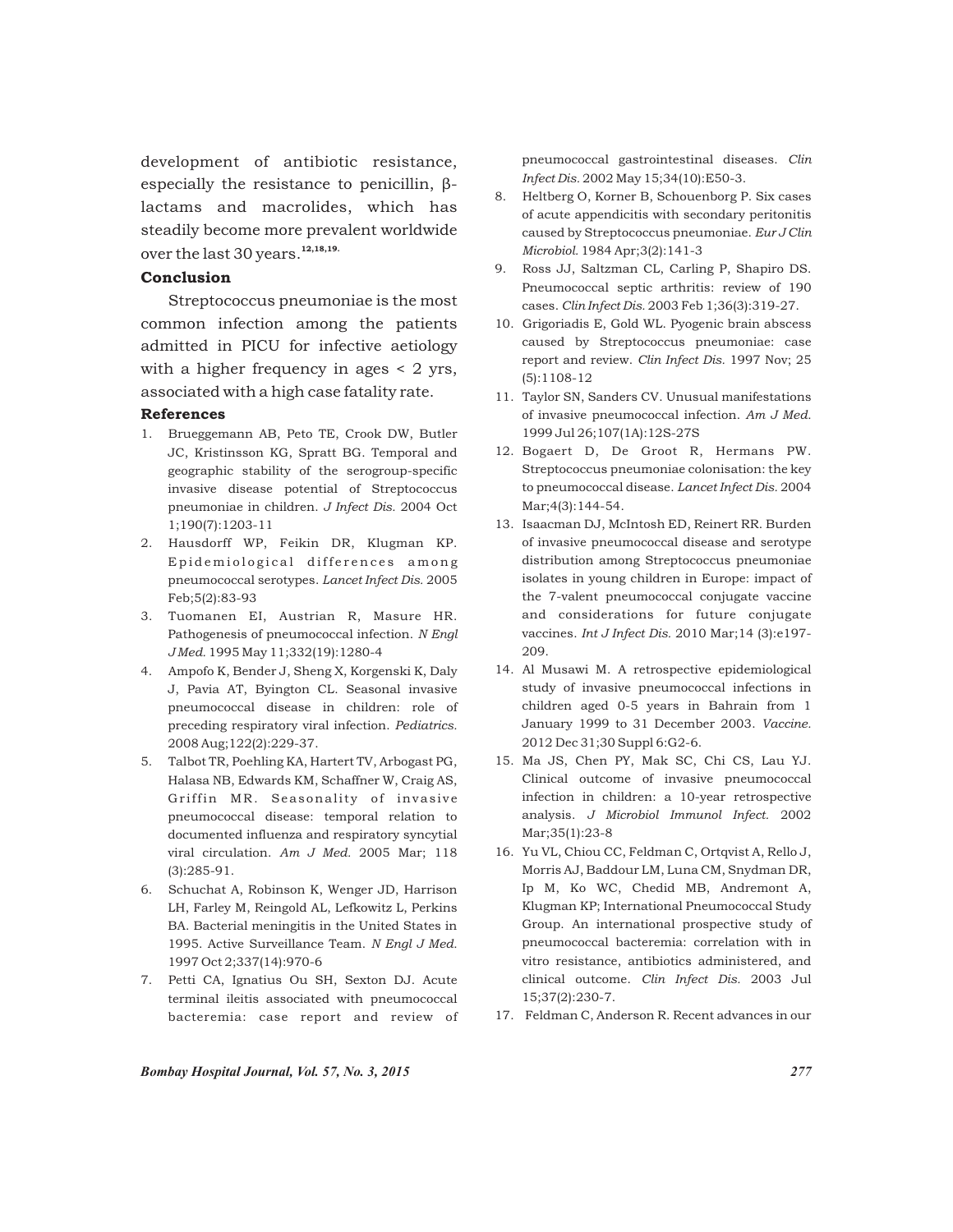development of antibiotic resistance, especially the resistance to penicillin, β-lactams and macrolides, which has steadily become more prevalent worldwide over the last 30 years.[12,18,19.]

### Conclusion

Streptococcus pneumoniae is the most common infection among the patients admitted in PICU for infective aetiology with a higher frequency in ages < 2 yrs, associated with a high case fatality rate.

### References

1. Brueggemann AB, Peto TE, Crook DW, Butler JC, Kristinsson KG, Spratt BG. Temporal and geographic stability of the serogroup-specific invasive disease potential of Streptococcus pneumoniae in children. *J Infect Dis.* 2004 Oct 1;190(7):1203-11
2. Hausdorff WP, Feikin DR, Klugman KP. Epidemiological differences among pneumococcal serotypes. *Lancet Infect Dis.* 2005 Feb;5(2):83-93
3. Tuomanen EI, Austrian R, Masure HR. Pathogenesis of pneumococcal infection. *N Engl J Med.* 1995 May 11;332(19):1280-4
4. Ampofo K, Bender J, Sheng X, Korgenski K, Daly J, Pavia AT, Byington CL. Seasonal invasive pneumococcal disease in children: role of preceding respiratory viral infection. *Pediatrics.* 2008 Aug;122(2):229-37.
5. Talbot TR, Poehling KA, Hartert TV, Arbogast PG, Halasa NB, Edwards KM, Schaffner W, Craig AS, Griffin MR. Seasonality of invasive pneumococcal disease: temporal relation to documented influenza and respiratory syncytial viral circulation. *Am J Med.* 2005 Mar; 118 (3):285-91.
6. Schuchat A, Robinson K, Wenger JD, Harrison LH, Farley M, Reingold AL, Lefkowitz L, Perkins BA. Bacterial meningitis in the United States in 1995. Active Surveillance Team. *N Engl J Med.* 1997 Oct 2;337(14):970-6
7. Petti CA, Ignatius Ou SH, Sexton DJ. Acute terminal ileitis associated with pneumococcal bacteremia: case report and review of pneumococcal gastrointestinal diseases. *Clin Infect Dis.* 2002 May 15;34(10):E50-3.
8. Heltberg O, Korner B, Schouenborg P. Six cases of acute appendicitis with secondary peritonitis caused by Streptococcus pneumoniae. *Eur J Clin Microbiol.* 1984 Apr;3(2):141-3
9. Ross JJ, Saltzman CL, Carling P, Shapiro DS. Pneumococcal septic arthritis: review of 190 cases. *Clin Infect Dis.* 2003 Feb 1;36(3):319-27.
10. Grigoriadis E, Gold WL. Pyogenic brain abscess caused by Streptococcus pneumoniae: case report and review. *Clin Infect Dis.* 1997 Nov; 25 (5):1108-12
11. Taylor SN, Sanders CV. Unusual manifestations of invasive pneumococcal infection. *Am J Med.* 1999 Jul 26;107(1A):12S-27S
12. Bogaert D, De Groot R, Hermans PW. Streptococcus pneumoniae colonisation: the key to pneumococcal disease. *Lancet Infect Dis.* 2004 Mar;4(3):144-54.
13. Isaacman DJ, McIntosh ED, Reinert RR. Burden of invasive pneumococcal disease and serotype distribution among Streptococcus pneumoniae isolates in young children in Europe: impact of the 7-valent pneumococcal conjugate vaccine and considerations for future conjugate vaccines. *Int J Infect Dis.* 2010 Mar;14 (3):e197-209.
14. Al Musawi M. A retrospective epidemiological study of invasive pneumococcal infections in children aged 0-5 years in Bahrain from 1 January 1999 to 31 December 2003. *Vaccine.* 2012 Dec 31;30 Suppl 6:G2-6.
15. Ma JS, Chen PY, Mak SC, Chi CS, Lau YJ. Clinical outcome of invasive pneumococcal infection in children: a 10-year retrospective analysis. *J Microbiol Immunol Infect.* 2002 Mar;35(1):23-8
16. Yu VL, Chiou CC, Feldman C, Ortqvist A, Rello J, Morris AJ, Baddour LM, Luna CM, Snydman DR, Ip M, Ko WC, Chedid MB, Andremont A, Klugman KP; International Pneumococcal Study Group. An international prospective study of pneumococcal bacteremia: correlation with in vitro resistance, antibiotics administered, and clinical outcome. *Clin Infect Dis.* 2003 Jul 15;37(2):230-7.
17. Feldman C, Anderson R. Recent advances in our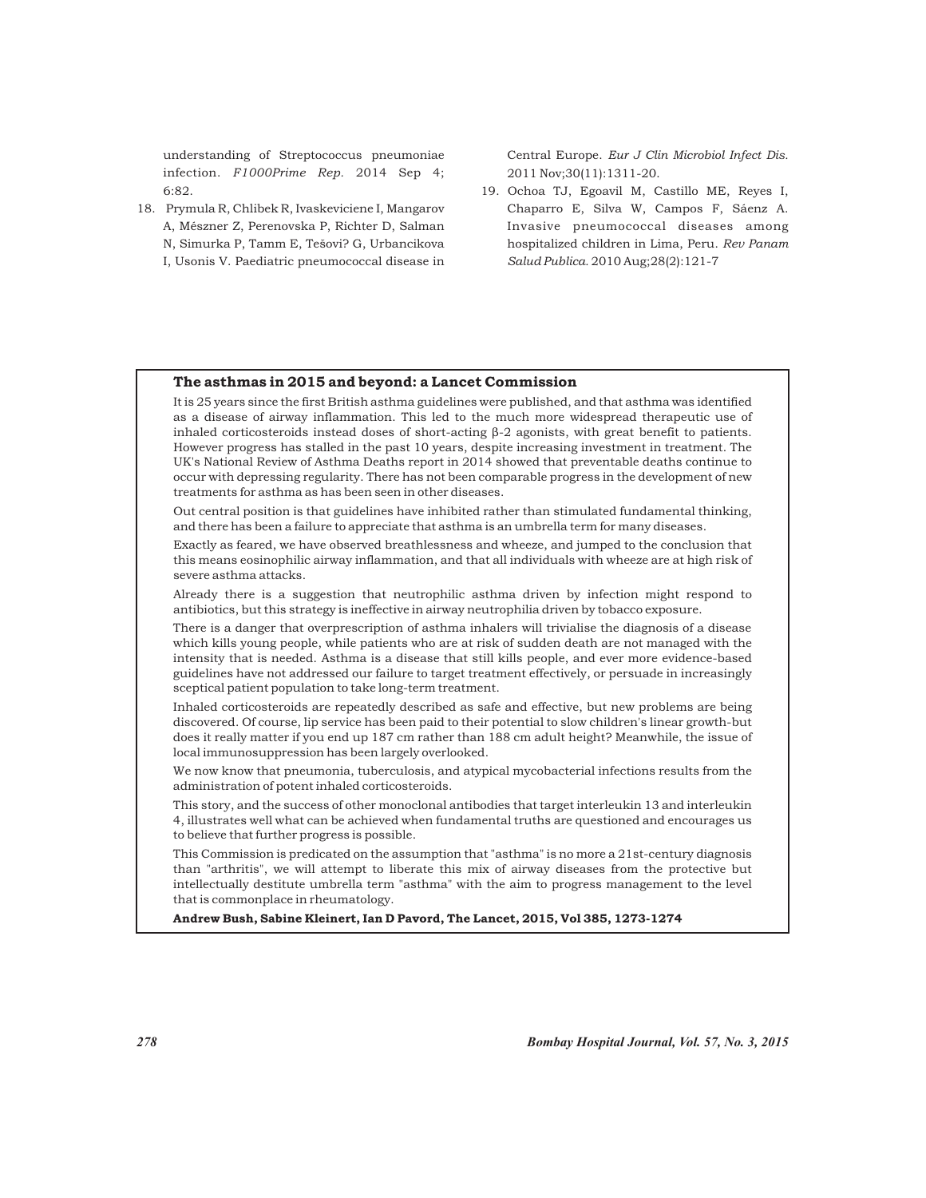understanding of Streptococcus pneumoniae infection. *F1000Prime Rep.* 2014 Sep 4; 6:82.

18. Prymula R, Chlibek R, Ivaskeviciene I, Mangarov A, Mészner Z, Perenovska P, Richter D, Salman N, Simurka P, Tamm E, Tešovi? G, Urbancikova I, Usonis V. Paediatric pneumococcal disease in Central Europe. *Eur J Clin Microbiol Infect Dis.* 2011 Nov;30(11):1311-20.

19. Ochoa TJ, Egoavil M, Castillo ME, Reyes I, Chaparro E, Silva W, Campos F, Sáenz A. Invasive pneumococcal diseases among hospitalized children in Lima, Peru. *Rev Panam Salud Publica.* 2010 Aug;28(2):121-7

## The asthmas in 2015 and beyond: a Lancet Commission

It is 25 years since the first British asthma guidelines were published, and that asthma was identified as a disease of airway inflammation. This led to the much more widespread therapeutic use of inhaled corticosteroids instead doses of short-acting β-2 agonists, with great benefit to patients. However progress has stalled in the past 10 years, despite increasing investment in treatment. The UK's National Review of Asthma Deaths report in 2014 showed that preventable deaths continue to occur with depressing regularity. There has not been comparable progress in the development of new treatments for asthma as has been seen in other diseases.

Out central position is that guidelines have inhibited rather than stimulated fundamental thinking, and there has been a failure to appreciate that asthma is an umbrella term for many diseases.

Exactly as feared, we have observed breathlessness and wheeze, and jumped to the conclusion that this means eosinophilic airway inflammation, and that all individuals with wheeze are at high risk of severe asthma attacks.

Already there is a suggestion that neutrophilic asthma driven by infection might respond to antibiotics, but this strategy is ineffective in airway neutrophilia driven by tobacco exposure.

There is a danger that overprescription of asthma inhalers will trivialise the diagnosis of a disease which kills young people, while patients who are at risk of sudden death are not managed with the intensity that is needed. Asthma is a disease that still kills people, and ever more evidence-based guidelines have not addressed our failure to target treatment effectively, or persuade in increasingly sceptical patient population to take long-term treatment.

Inhaled corticosteroids are repeatedly described as safe and effective, but new problems are being discovered. Of course, lip service has been paid to their potential to slow children's linear growth-but does it really matter if you end up 187 cm rather than 188 cm adult height? Meanwhile, the issue of local immunosuppression has been largely overlooked.

We now know that pneumonia, tuberculosis, and atypical mycobacterial infections results from the administration of potent inhaled corticosteroids.

This story, and the success of other monoclonal antibodies that target interleukin 13 and interleukin 4, illustrates well what can be achieved when fundamental truths are questioned and encourages us to believe that further progress is possible.

This Commission is predicated on the assumption that "asthma" is no more a 21st-century diagnosis than "arthritis", we will attempt to liberate this mix of airway diseases from the protective but intellectually destitute umbrella term "asthma" with the aim to progress management to the level that is commonplace in rheumatology.

**Andrew Bush, Sabine Kleinert, Ian D Pavord, The Lancet, 2015, Vol 385, 1273-1274**